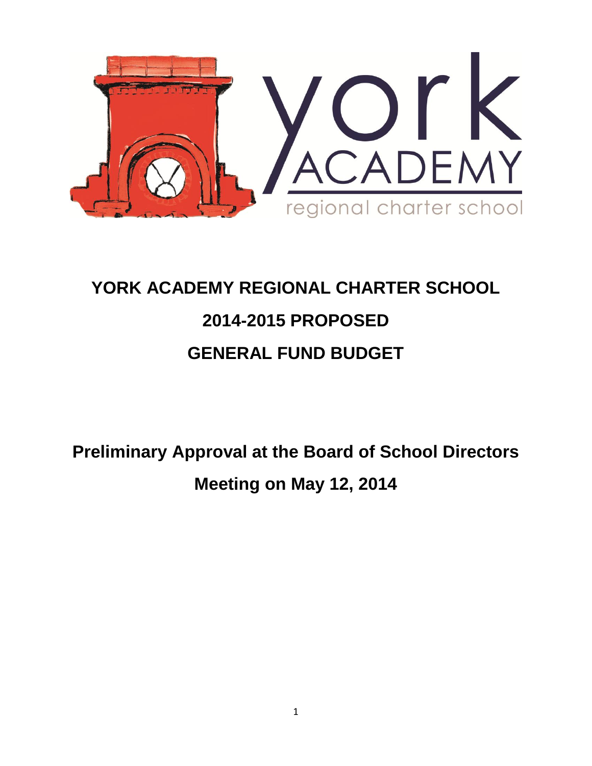# YORK ACADEMY REGIONAL CHARTER SCHOOL

## 2014-2015 PROPOSED

## GENERAL FUND BUDGET

**Preliminary Approval at the Board of School Directors Meeting on May 12, 2014**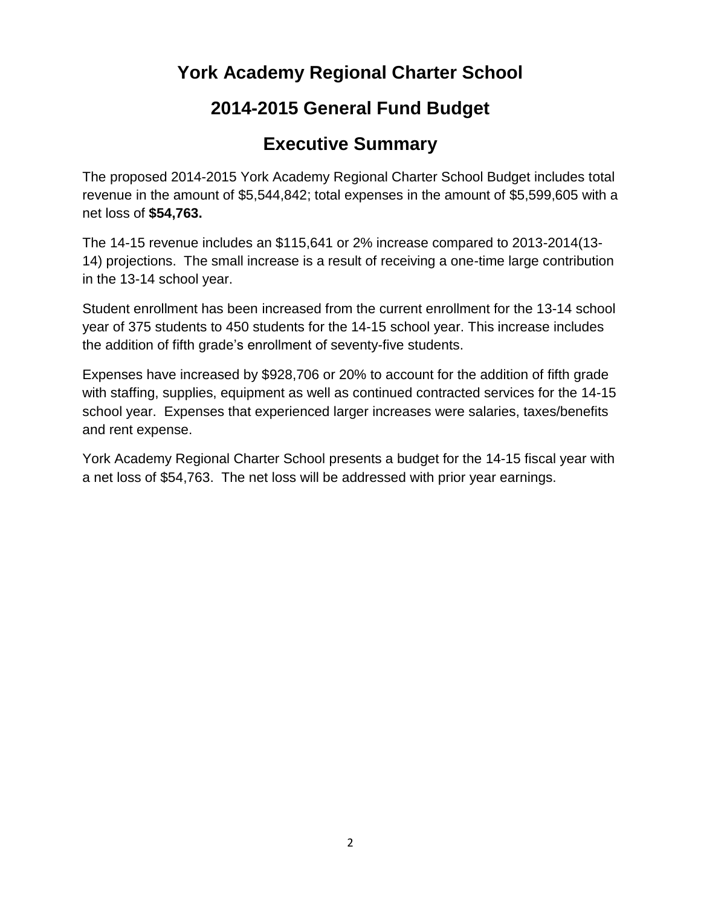# York Academy Regional Charter School

## 2014-2015 General Fund Budget

## Executive Summary

The proposed 2014-2015 York Academy Regional Charter School Budget includes total revenue in the amount of $5,544,842; total expenses in the amount of $5,599,605 with a net loss of **$54,763.**

The 14-15 revenue includes an $115,641 or 2% increase compared to 2013-2014(13-14) projections. The small increase is a result of receiving a one-time large contribution in the 13-14 school year.

Student enrollment has been increased from the current enrollment for the 13-14 school year of 375 students to 450 students for the 14-15 school year. This increase includes the addition of fifth grade's enrollment of seventy-five students.

Expenses have increased by $928,706 or 20% to account for the addition of fifth grade with staffing, supplies, equipment as well as continued contracted services for the 14-15 school year. Expenses that experienced larger increases were salaries, taxes/benefits and rent expense.

York Academy Regional Charter School presents a budget for the 14-15 fiscal year with a net loss of $54,763. The net loss will be addressed with prior year earnings.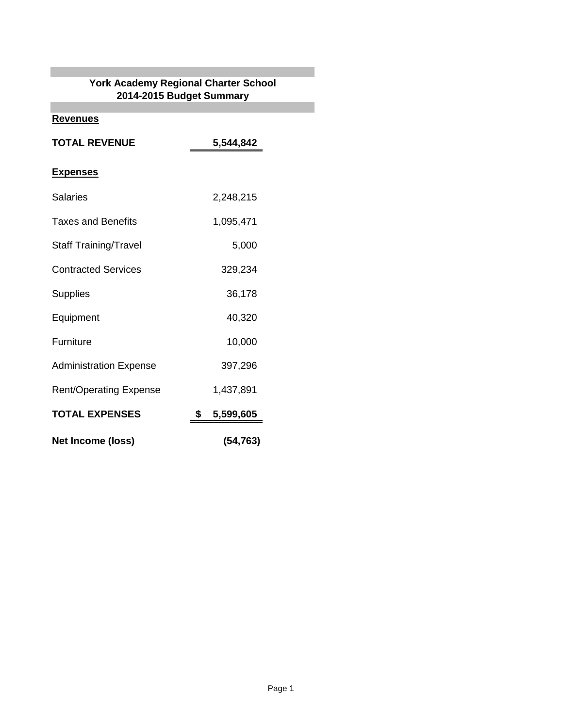**York Academy Regional Charter School**
**2014-2015 Budget Summary**

| | |
|---|---|
| **<u>Revenues</u>** | |
| **TOTAL REVENUE** | **5,544,842** |
| **<u>Expenses</u>** | |
| Salaries | 2,248,215 |
| Taxes and Benefits | 1,095,471 |
| Staff Training/Travel | 5,000 |
| Contracted Services | 329,234 |
| Supplies | 36,178 |
| Equipment | 40,320 |
| Furniture | 10,000 |
| Administration Expense | 397,296 |
| Rent/Operating Expense | 1,437,891 |
| **TOTAL EXPENSES** | **$ 5,599,605** |
| **Net Income (loss)** | **(54,763)** |